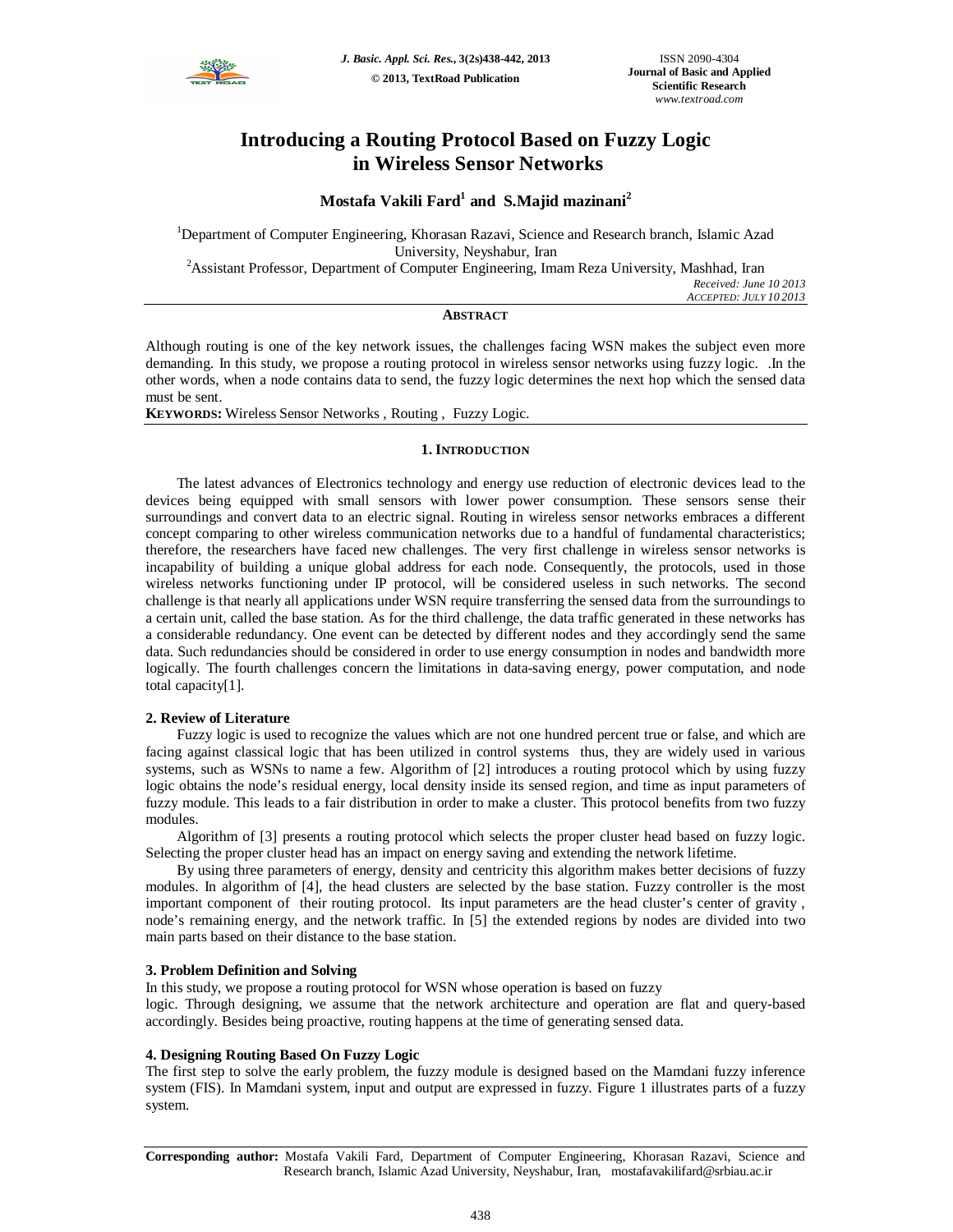# Introducing a Routing Protocol Based on Fuzzy Logic in Wireless Sensor Networks

**Mostafa Vakili Fard[1] and S.Majid mazinani[2]**

[1]Department of Computer Engineering, Khorasan Razavi, Science and Research branch, Islamic Azad University, Neyshabur, Iran

[2]Assistant Professor, Department of Computer Engineering, Imam Reza University, Mashhad, Iran

*Received: June 10 2013*
*Accepted: July 10 2013*

## Abstract

Although routing is one of the key network issues, the challenges facing WSN makes the subject even more demanding. In this study, we propose a routing protocol in wireless sensor networks using fuzzy logic. .In the other words, when a node contains data to send, the fuzzy logic determines the next hop which the sensed data must be sent.

**Keywords:** Wireless Sensor Networks , Routing , Fuzzy Logic.

## 1. Introduction

The latest advances of Electronics technology and energy use reduction of electronic devices lead to the devices being equipped with small sensors with lower power consumption. These sensors sense their surroundings and convert data to an electric signal. Routing in wireless sensor networks embraces a different concept comparing to other wireless communication networks due to a handful of fundamental characteristics; therefore, the researchers have faced new challenges. The very first challenge in wireless sensor networks is incapability of building a unique global address for each node. Consequently, the protocols, used in those wireless networks functioning under IP protocol, will be considered useless in such networks. The second challenge is that nearly all applications under WSN require transferring the sensed data from the surroundings to a certain unit, called the base station. As for the third challenge, the data traffic generated in these networks has a considerable redundancy. One event can be detected by different nodes and they accordingly send the same data. Such redundancies should be considered in order to use energy consumption in nodes and bandwidth more logically. The fourth challenges concern the limitations in data-saving energy, power computation, and node total capacity[1].

### 2. Review of Literature

Fuzzy logic is used to recognize the values which are not one hundred percent true or false, and which are facing against classical logic that has been utilized in control systems thus, they are widely used in various systems, such as WSNs to name a few. Algorithm of [2] introduces a routing protocol which by using fuzzy logic obtains the node's residual energy, local density inside its sensed region, and time as input parameters of fuzzy module. This leads to a fair distribution in order to make a cluster. This protocol benefits from two fuzzy modules.

Algorithm of [3] presents a routing protocol which selects the proper cluster head based on fuzzy logic. Selecting the proper cluster head has an impact on energy saving and extending the network lifetime.

By using three parameters of energy, density and centricity this algorithm makes better decisions of fuzzy modules. In algorithm of [4], the head clusters are selected by the base station. Fuzzy controller is the most important component of their routing protocol. Its input parameters are the head cluster's center of gravity , node's remaining energy, and the network traffic. In [5] the extended regions by nodes are divided into two main parts based on their distance to the base station.

### 3. Problem Definition and Solving

In this study, we propose a routing protocol for WSN whose operation is based on fuzzy logic. Through designing, we assume that the network architecture and operation are flat and query-based accordingly. Besides being proactive, routing happens at the time of generating sensed data.

### 4. Designing Routing Based On Fuzzy Logic

The first step to solve the early problem, the fuzzy module is designed based on the Mamdani fuzzy inference system (FIS). In Mamdani system, input and output are expressed in fuzzy. Figure 1 illustrates parts of a fuzzy system.

**Corresponding author:** Mostafa Vakili Fard, Department of Computer Engineering, Khorasan Razavi, Science and Research branch, Islamic Azad University, Neyshabur, Iran, mostafavakilifard@srbiau.ac.ir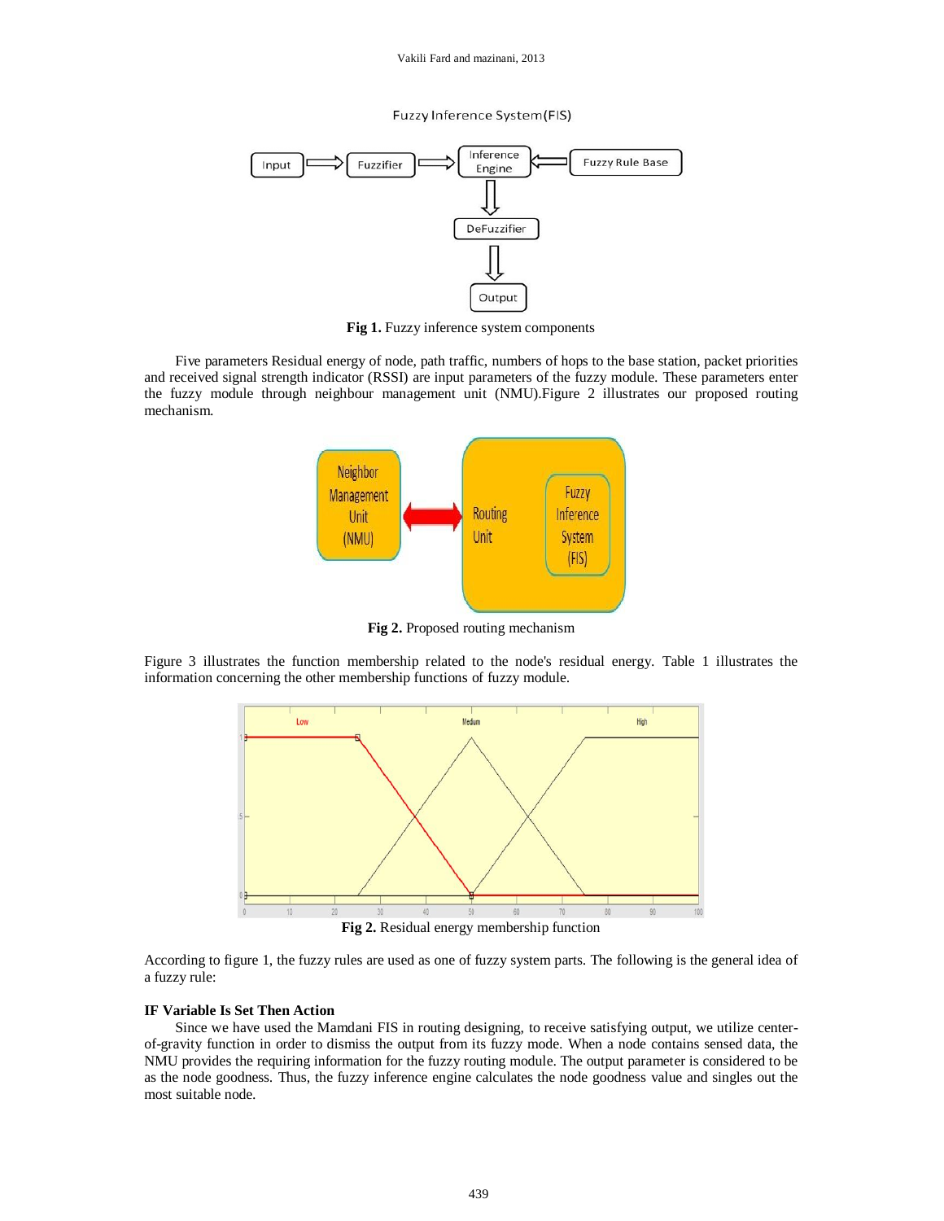Fig 1. Fuzzy inference system components

Five parameters Residual energy of node, path traffic, numbers of hops to the base station, packet priorities and received signal strength indicator (RSSI) are input parameters of the fuzzy module. These parameters enter the fuzzy module through neighbour management unit (NMU).Figure 2 illustrates our proposed routing mechanism.

**Fig 2.** Proposed routing mechanism

Figure 3 illustrates the function membership related to the node's residual energy. Table 1 illustrates the information concerning the other membership functions of fuzzy module.

**Fig 2.** Residual energy membership function

According to figure 1, the fuzzy rules are used as one of fuzzy system parts. The following is the general idea of a fuzzy rule:

**IF Variable Is Set Then Action**

Since we have used the Mamdani FIS in routing designing, to receive satisfying output, we utilize center-of-gravity function in order to dismiss the output from its fuzzy mode. When a node contains sensed data, the NMU provides the requiring information for the fuzzy routing module. The output parameter is considered to be as the node goodness. Thus, the fuzzy inference engine calculates the node goodness value and singles out the most suitable node.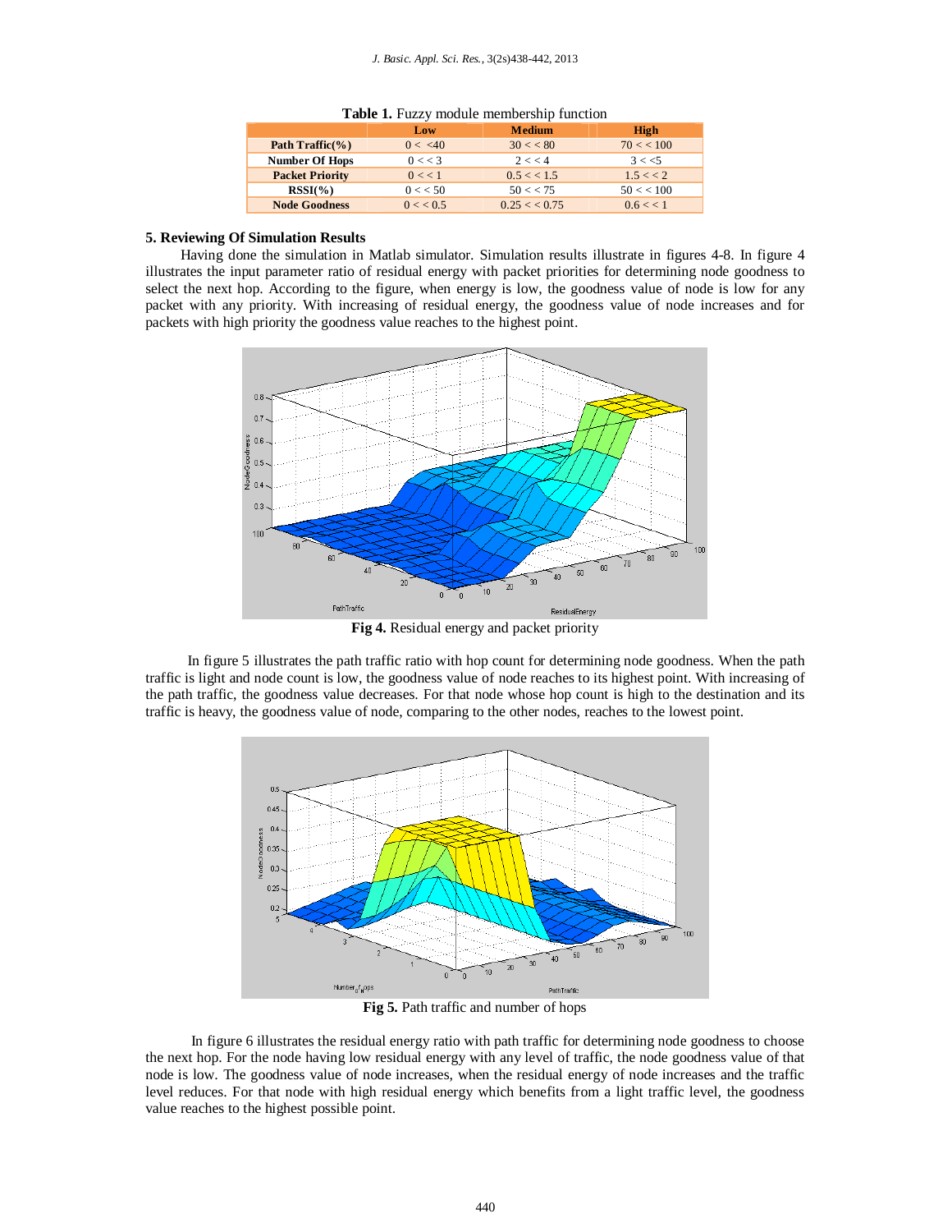**Table 1.** Fuzzy module membership function

| | Low | Medium | High |
|---|---|---|---|
| Path Traffic(%) | 0 < <40 | 30 < < 80 | 70 < < 100 |
| Number Of Hops | 0 < < 3 | 2 < < 4 | 3 < <5 |
| Packet Priority | 0 < < 1 | 0.5 < < 1.5 | 1.5 < < 2 |
| RSSI(%) | 0 < < 50 | 50 < < 75 | 50 < < 100 |
| Node Goodness | 0 < < 0.5 | 0.25 < < 0.75 | 0.6 < < 1 |

## 5. Reviewing Of Simulation Results

Having done the simulation in Matlab simulator. Simulation results illustrate in figures 4-8. In figure 4 illustrates the input parameter ratio of residual energy with packet priorities for determining node goodness to select the next hop. According to the figure, when energy is low, the goodness value of node is low for any packet with any priority. With increasing of residual energy, the goodness value of node increases and for packets with high priority the goodness value reaches to the highest point.

**Fig 4.** Residual energy and packet priority

In figure 5 illustrates the path traffic ratio with hop count for determining node goodness. When the path traffic is light and node count is low, the goodness value of node reaches to its highest point. With increasing of the path traffic, the goodness value decreases. For that node whose hop count is high to the destination and its traffic is heavy, the goodness value of node, comparing to the other nodes, reaches to the lowest point.

**Fig 5.** Path traffic and number of hops

In figure 6 illustrates the residual energy ratio with path traffic for determining node goodness to choose the next hop. For the node having low residual energy with any level of traffic, the node goodness value of that node is low. The goodness value of node increases, when the residual energy of node increases and the traffic level reduces. For that node with high residual energy which benefits from a light traffic level, the goodness value reaches to the highest possible point.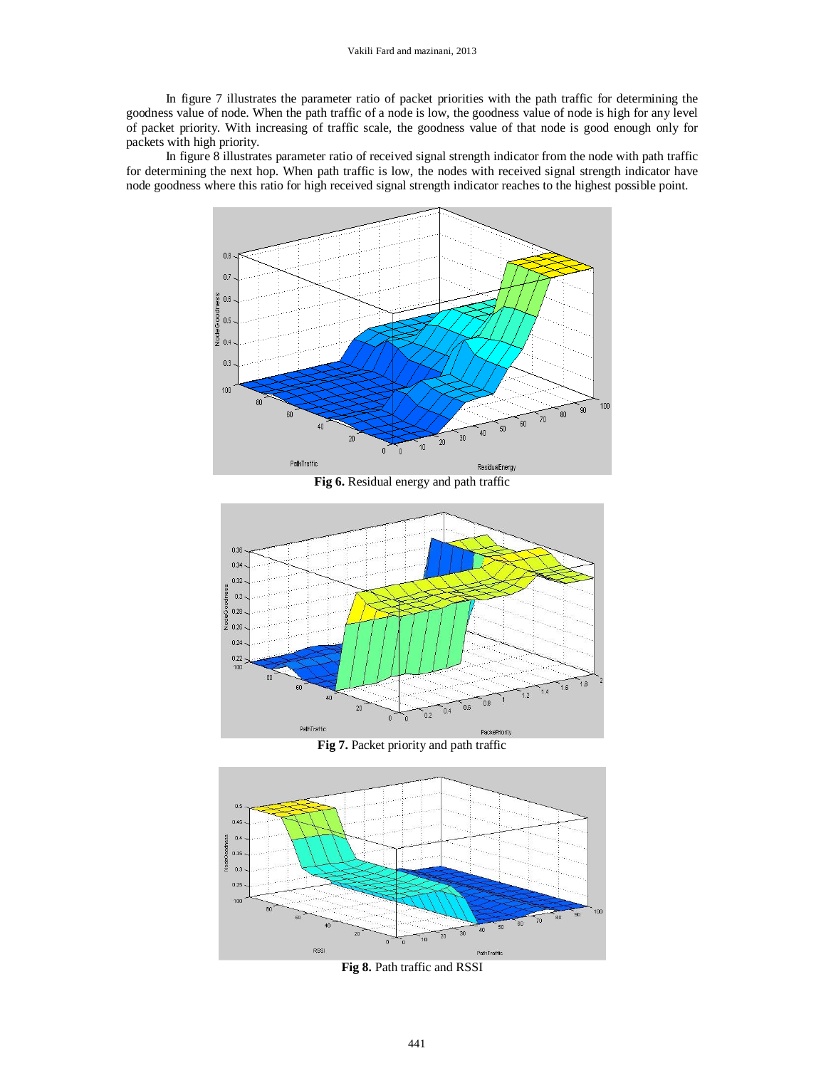In figure 7 illustrates the parameter ratio of packet priorities with the path traffic for determining the goodness value of node. When the path traffic of a node is low, the goodness value of node is high for any level of packet priority. With increasing of traffic scale, the goodness value of that node is good enough only for packets with high priority.

In figure 8 illustrates parameter ratio of received signal strength indicator from the node with path traffic for determining the next hop. When path traffic is low, the nodes with received signal strength indicator have node goodness where this ratio for high received signal strength indicator reaches to the highest possible point.

**Fig 6.** Residual energy and path traffic

**Fig 7.** Packet priority and path traffic

**Fig 8.** Path traffic and RSSI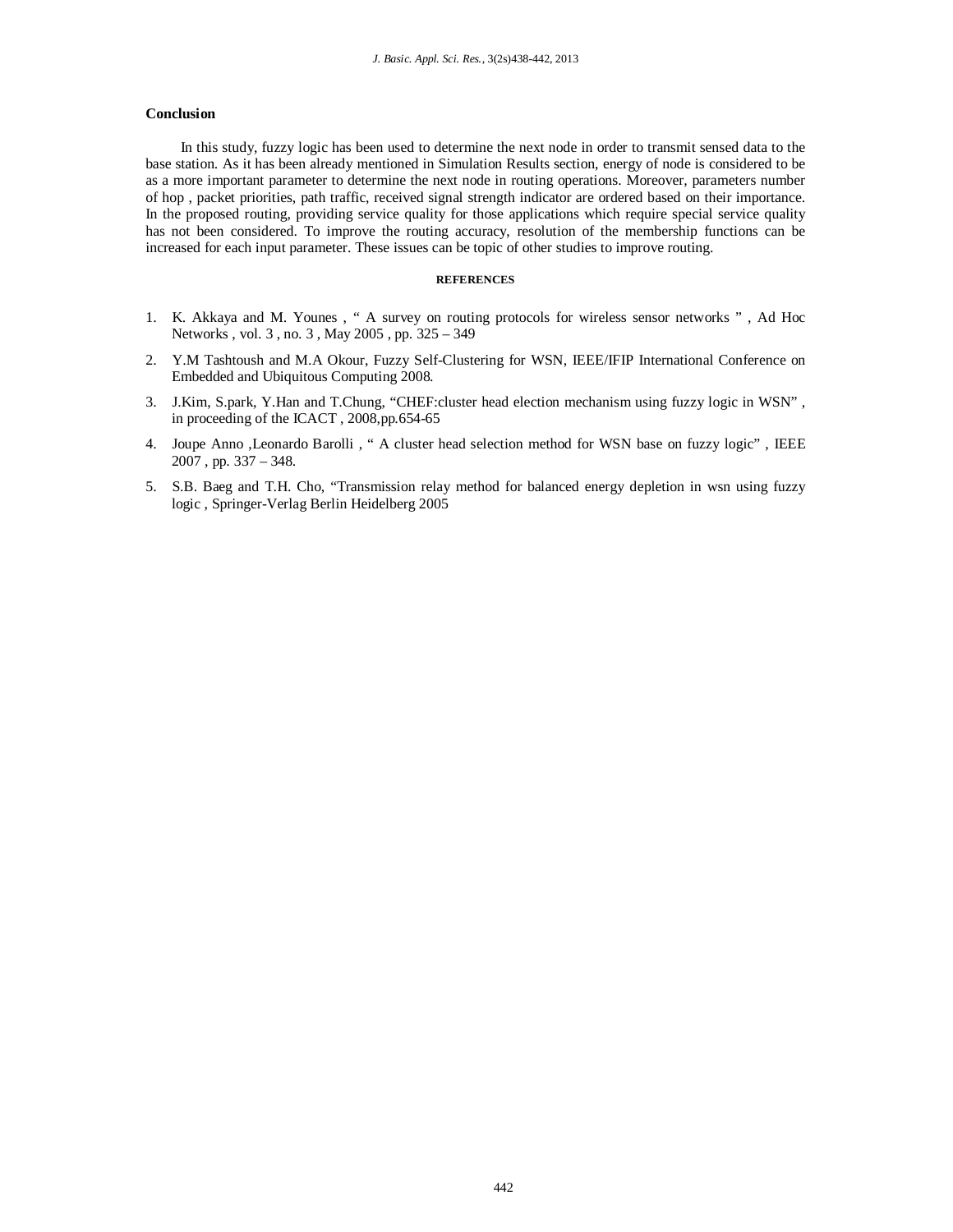## Conclusion

In this study, fuzzy logic has been used to determine the next node in order to transmit sensed data to the base station. As it has been already mentioned in Simulation Results section, energy of node is considered to be as a more important parameter to determine the next node in routing operations. Moreover, parameters number of hop , packet priorities, path traffic, received signal strength indicator are ordered based on their importance. In the proposed routing, providing service quality for those applications which require special service quality has not been considered. To improve the routing accuracy, resolution of the membership functions can be increased for each input parameter. These issues can be topic of other studies to improve routing.

### REFERENCES

1. K. Akkaya and M. Younes , " A survey on routing protocols for wireless sensor networks " , Ad Hoc Networks , vol. 3 , no. 3 , May 2005 , pp. 325 – 349
2. Y.M Tashtoush and M.A Okour, Fuzzy Self-Clustering for WSN, IEEE/IFIP International Conference on Embedded and Ubiquitous Computing 2008.
3. J.Kim, S.park, Y.Han and T.Chung, "CHEF:cluster head election mechanism using fuzzy logic in WSN" , in proceeding of the ICACT , 2008,pp.654-65
4. Joupe Anno ,Leonardo Barolli , " A cluster head selection method for WSN base on fuzzy logic" , IEEE 2007 , pp. 337 – 348.
5. S.B. Baeg and T.H. Cho, "Transmission relay method for balanced energy depletion in wsn using fuzzy logic , Springer-Verlag Berlin Heidelberg 2005